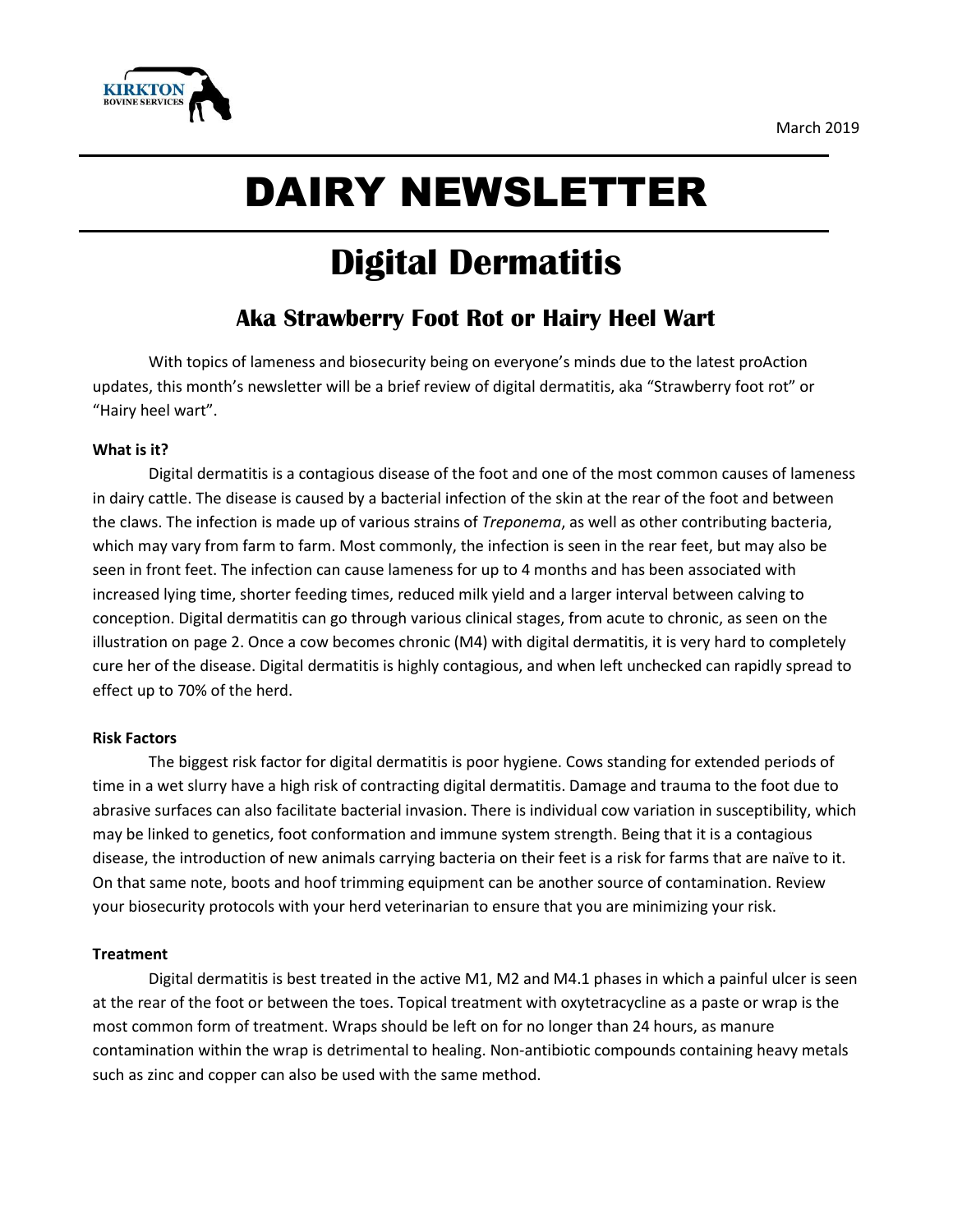March 2019

# DAIRY NEWSLETTER

# Digital Dermatitis

## Aka Strawberry Foot Rot or Hairy Heel Wart

With topics of lameness and biosecurity being on everyone's minds due to the latest proAction updates, this month's newsletter will be a brief review of digital dermatitis, aka "Strawberry foot rot" or "Hairy heel wart".

**What is it?**

Digital dermatitis is a contagious disease of the foot and one of the most common causes of lameness in dairy cattle. The disease is caused by a bacterial infection of the skin at the rear of the foot and between the claws. The infection is made up of various strains of *Treponema*, as well as other contributing bacteria, which may vary from farm to farm. Most commonly, the infection is seen in the rear feet, but may also be seen in front feet. The infection can cause lameness for up to 4 months and has been associated with increased lying time, shorter feeding times, reduced milk yield and a larger interval between calving to conception. Digital dermatitis can go through various clinical stages, from acute to chronic, as seen on the illustration on page 2. Once a cow becomes chronic (M4) with digital dermatitis, it is very hard to completely cure her of the disease. Digital dermatitis is highly contagious, and when left unchecked can rapidly spread to effect up to 70% of the herd.

**Risk Factors**

The biggest risk factor for digital dermatitis is poor hygiene. Cows standing for extended periods of time in a wet slurry have a high risk of contracting digital dermatitis. Damage and trauma to the foot due to abrasive surfaces can also facilitate bacterial invasion. There is individual cow variation in susceptibility, which may be linked to genetics, foot conformation and immune system strength. Being that it is a contagious disease, the introduction of new animals carrying bacteria on their feet is a risk for farms that are naïve to it. On that same note, boots and hoof trimming equipment can be another source of contamination. Review your biosecurity protocols with your herd veterinarian to ensure that you are minimizing your risk.

**Treatment**

Digital dermatitis is best treated in the active M1, M2 and M4.1 phases in which a painful ulcer is seen at the rear of the foot or between the toes. Topical treatment with oxytetracycline as a paste or wrap is the most common form of treatment. Wraps should be left on for no longer than 24 hours, as manure contamination within the wrap is detrimental to healing. Non-antibiotic compounds containing heavy metals such as zinc and copper can also be used with the same method.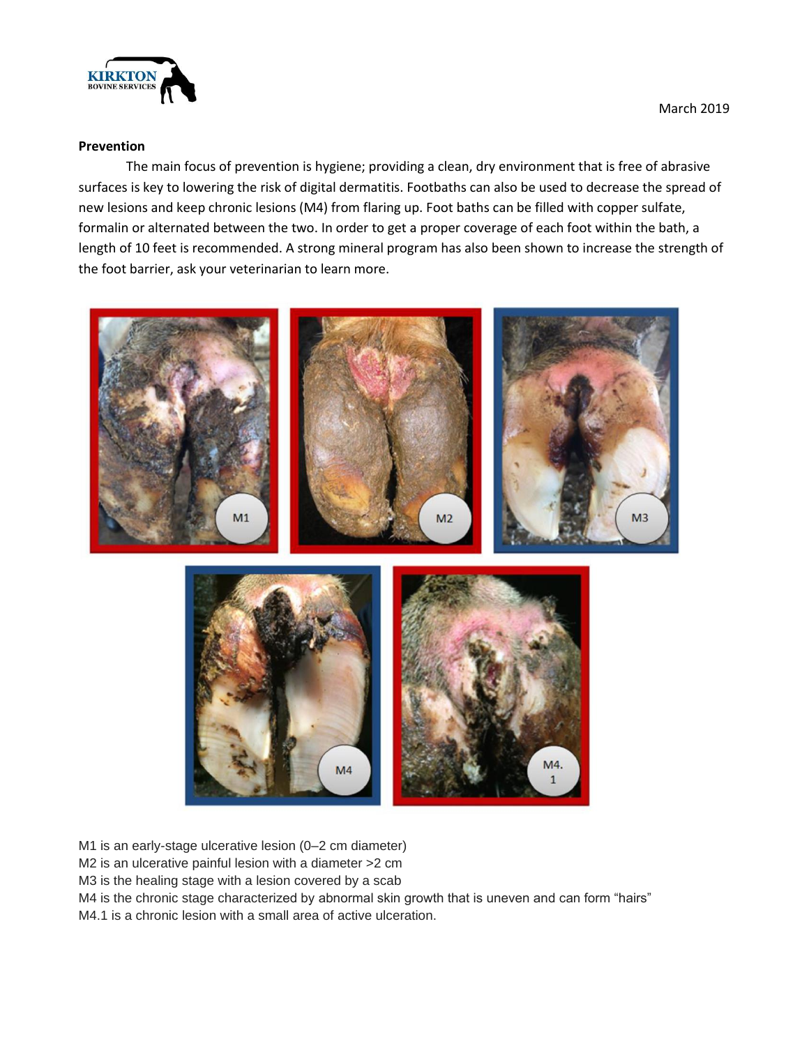March 2019

**Prevention**

The main focus of prevention is hygiene; providing a clean, dry environment that is free of abrasive surfaces is key to lowering the risk of digital dermatitis. Footbaths can also be used to decrease the spread of new lesions and keep chronic lesions (M4) from flaring up. Foot baths can be filled with copper sulfate, formalin or alternated between the two. In order to get a proper coverage of each foot within the bath, a length of 10 feet is recommended. A strong mineral program has also been shown to increase the strength of the foot barrier, ask your veterinarian to learn more.

M1 is an early-stage ulcerative lesion (0–2 cm diameter)
M2 is an ulcerative painful lesion with a diameter >2 cm
M3 is the healing stage with a lesion covered by a scab
M4 is the chronic stage characterized by abnormal skin growth that is uneven and can form "hairs"
M4.1 is a chronic lesion with a small area of active ulceration.